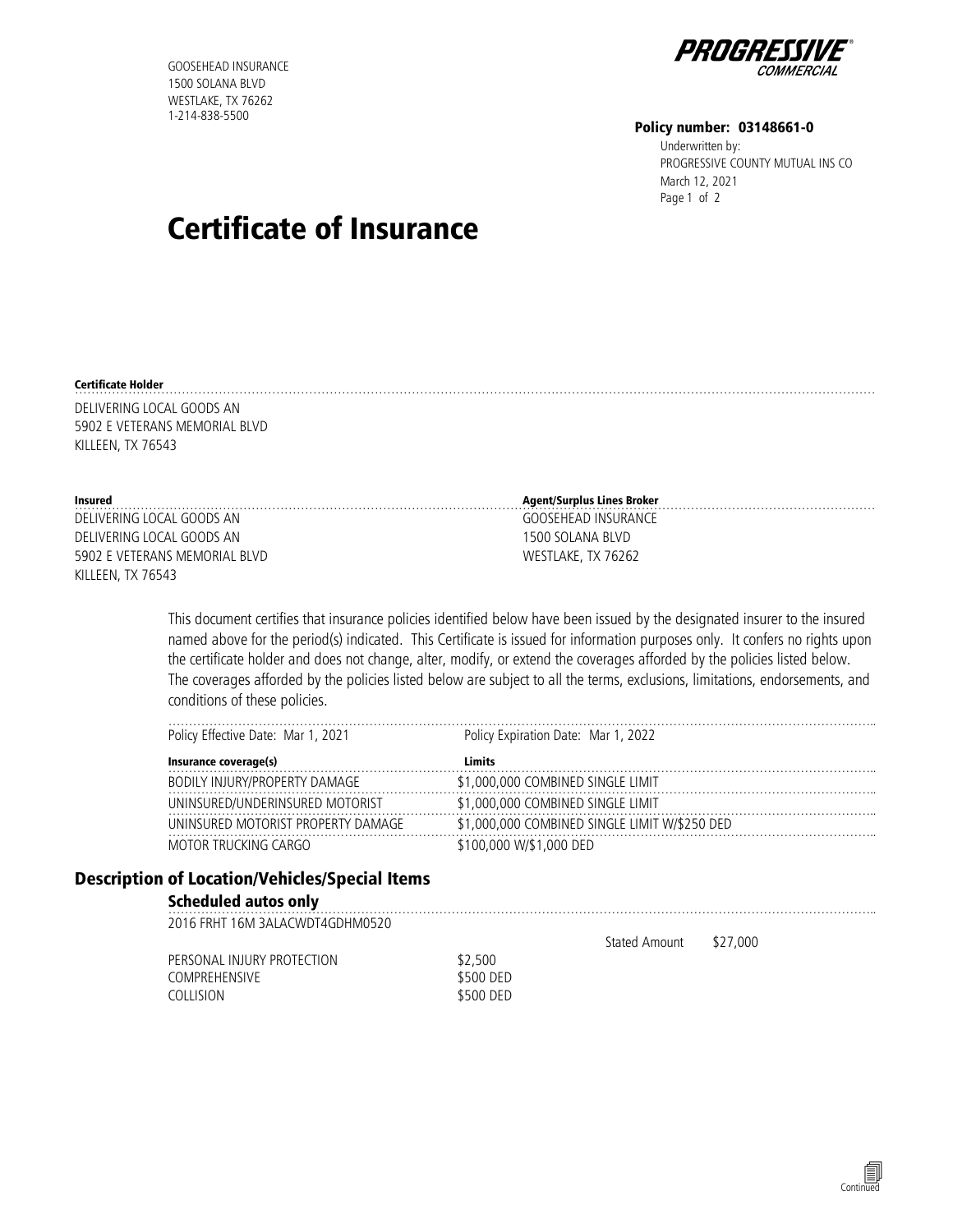GOOSEHEAD INSURANCE
1500 SOLANA BLVD
WESTLAKE, TX 76262
1-214-838-5500

**PROGRESSIVE COMMERCIAL**

**Policy number: 03148661-0**
Underwritten by:
PROGRESSIVE COUNTY MUTUAL INS CO
March 12, 2021

# Certificate of Insurance

**Certificate Holder**

DELIVERING LOCAL GOODS AN
5902 E VETERANS MEMORIAL BLVD
KILLEEN, TX 76543

**Insured**

DELIVERING LOCAL GOODS AN
DELIVERING LOCAL GOODS AN
5902 E VETERANS MEMORIAL BLVD
KILLEEN, TX 76543

**Agent/Surplus Lines Broker**

GOOSEHEAD INSURANCE
1500 SOLANA BLVD
WESTLAKE, TX 76262

This document certifies that insurance policies identified below have been issued by the designated insurer to the insured named above for the period(s) indicated. This Certificate is issued for information purposes only. It confers no rights upon the certificate holder and does not change, alter, modify, or extend the coverages afforded by the policies listed below. The coverages afforded by the policies listed below are subject to all the terms, exclusions, limitations, endorsements, and conditions of these policies.

Policy Effective Date: Mar 1, 2021 | Policy Expiration Date: Mar 1, 2022

| Insurance coverage(s) | Limits |
|---|---|
| BODILY INJURY/PROPERTY DAMAGE | $1,000,000 COMBINED SINGLE LIMIT |
| UNINSURED/UNDERINSURED MOTORIST | $1,000,000 COMBINED SINGLE LIMIT |
| UNINSURED MOTORIST PROPERTY DAMAGE | $1,000,000 COMBINED SINGLE LIMIT W/$250 DED |
| MOTOR TRUCKING CARGO | $100,000 W/$1,000 DED |

## Description of Location/Vehicles/Special Items

### Scheduled autos only

2016 FRHT 16M 3ALACWDT4GDHM0520

Stated Amount $27,000

| | |
|---|---|
| PERSONAL INJURY PROTECTION | $2,500 |
| COMPREHENSIVE | $500 DED |
| COLLISION | $500 DED |

Continued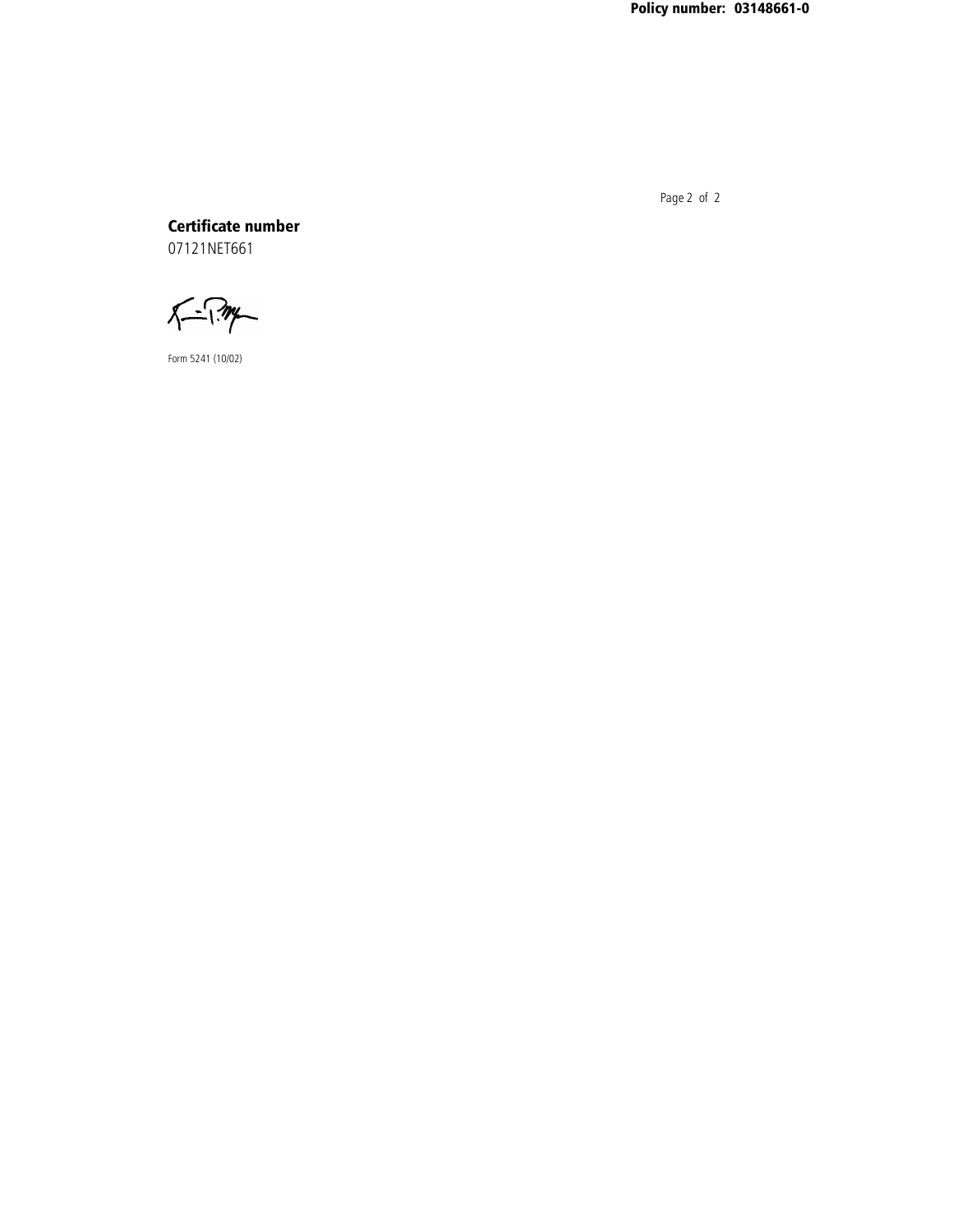**Certificate number**
07121NET661

Form 5241 (10/02)